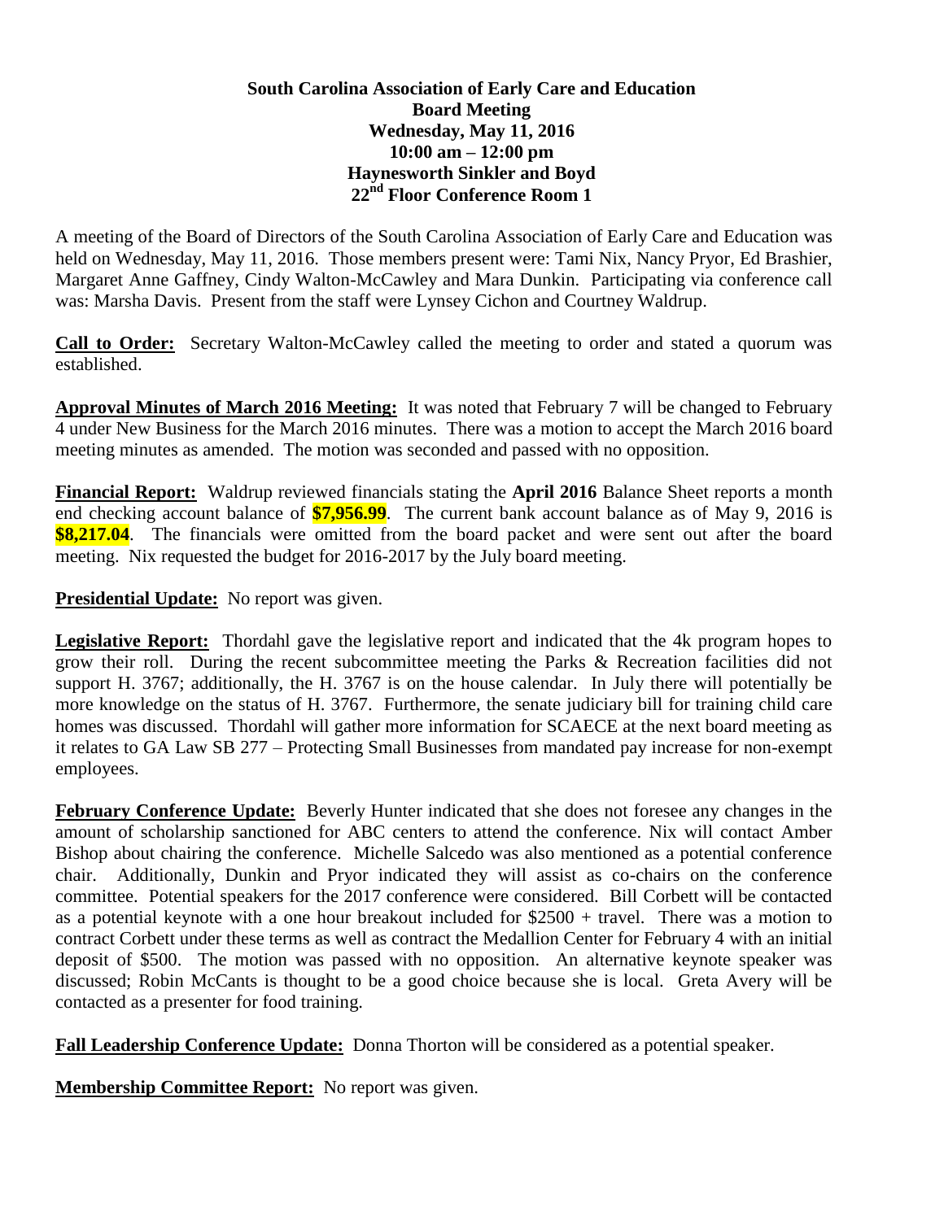**South Carolina Association of Early Care and Education**
**Board Meeting**
**Wednesday, May 11, 2016**
**10:00 am – 12:00 pm**
**Haynesworth Sinkler and Boyd**
**22nd Floor Conference Room 1**

A meeting of the Board of Directors of the South Carolina Association of Early Care and Education was held on Wednesday, May 11, 2016. Those members present were: Tami Nix, Nancy Pryor, Ed Brashier, Margaret Anne Gaffney, Cindy Walton-McCawley and Mara Dunkin. Participating via conference call was: Marsha Davis. Present from the staff were Lynsey Cichon and Courtney Waldrup.

**Call to Order:** Secretary Walton-McCawley called the meeting to order and stated a quorum was established.

**Approval Minutes of March 2016 Meeting:** It was noted that February 7 will be changed to February 4 under New Business for the March 2016 minutes. There was a motion to accept the March 2016 board meeting minutes as amended. The motion was seconded and passed with no opposition.

**Financial Report:** Waldrup reviewed financials stating the **April 2016** Balance Sheet reports a month end checking account balance of **$7,956.99**. The current bank account balance as of May 9, 2016 is **$8,217.04**. The financials were omitted from the board packet and were sent out after the board meeting. Nix requested the budget for 2016-2017 by the July board meeting.

**Presidential Update:** No report was given.

**Legislative Report:** Thordahl gave the legislative report and indicated that the 4k program hopes to grow their roll. During the recent subcommittee meeting the Parks & Recreation facilities did not support H. 3767; additionally, the H. 3767 is on the house calendar. In July there will potentially be more knowledge on the status of H. 3767. Furthermore, the senate judiciary bill for training child care homes was discussed. Thordahl will gather more information for SCAECE at the next board meeting as it relates to GA Law SB 277 – Protecting Small Businesses from mandated pay increase for non-exempt employees.

**February Conference Update:** Beverly Hunter indicated that she does not foresee any changes in the amount of scholarship sanctioned for ABC centers to attend the conference. Nix will contact Amber Bishop about chairing the conference. Michelle Salcedo was also mentioned as a potential conference chair. Additionally, Dunkin and Pryor indicated they will assist as co-chairs on the conference committee. Potential speakers for the 2017 conference were considered. Bill Corbett will be contacted as a potential keynote with a one hour breakout included for $2500 + travel. There was a motion to contract Corbett under these terms as well as contract the Medallion Center for February 4 with an initial deposit of $500. The motion was passed with no opposition. An alternative keynote speaker was discussed; Robin McCants is thought to be a good choice because she is local. Greta Avery will be contacted as a presenter for food training.

**Fall Leadership Conference Update:** Donna Thorton will be considered as a potential speaker.

**Membership Committee Report:** No report was given.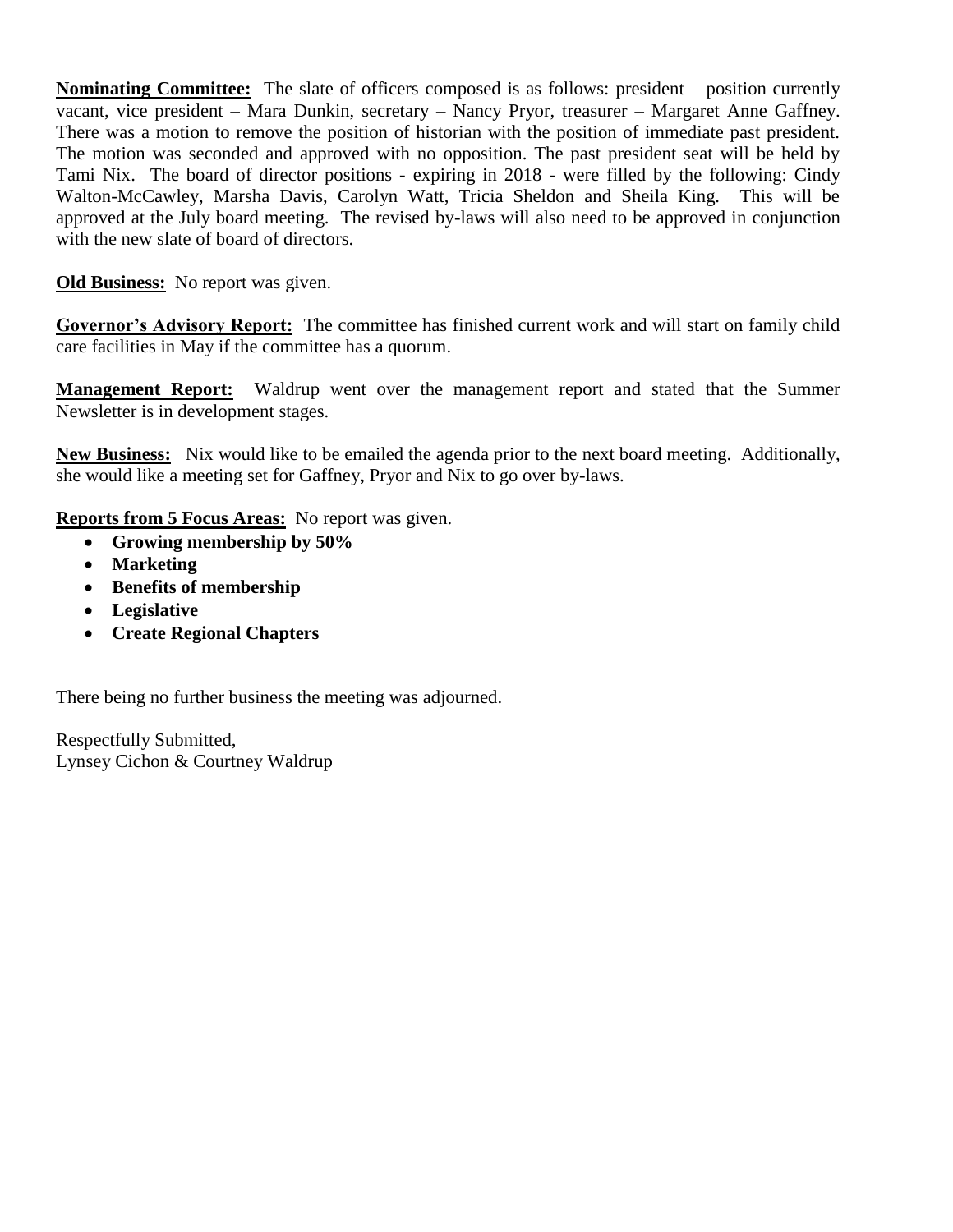**Nominating Committee:** The slate of officers composed is as follows: president – position currently vacant, vice president – Mara Dunkin, secretary – Nancy Pryor, treasurer – Margaret Anne Gaffney. There was a motion to remove the position of historian with the position of immediate past president. The motion was seconded and approved with no opposition. The past president seat will be held by Tami Nix. The board of director positions - expiring in 2018 - were filled by the following: Cindy Walton-McCawley, Marsha Davis, Carolyn Watt, Tricia Sheldon and Sheila King. This will be approved at the July board meeting. The revised by-laws will also need to be approved in conjunction with the new slate of board of directors.

**Old Business:** No report was given.

**Governor's Advisory Report:** The committee has finished current work and will start on family child care facilities in May if the committee has a quorum.

**Management Report:** Waldrup went over the management report and stated that the Summer Newsletter is in development stages.

**New Business:** Nix would like to be emailed the agenda prior to the next board meeting. Additionally, she would like a meeting set for Gaffney, Pryor and Nix to go over by-laws.

**Reports from 5 Focus Areas:** No report was given.

- **Growing membership by 50%**
- **Marketing**
- **Benefits of membership**
- **Legislative**
- **Create Regional Chapters**

There being no further business the meeting was adjourned.

Respectfully Submitted,
Lynsey Cichon & Courtney Waldrup